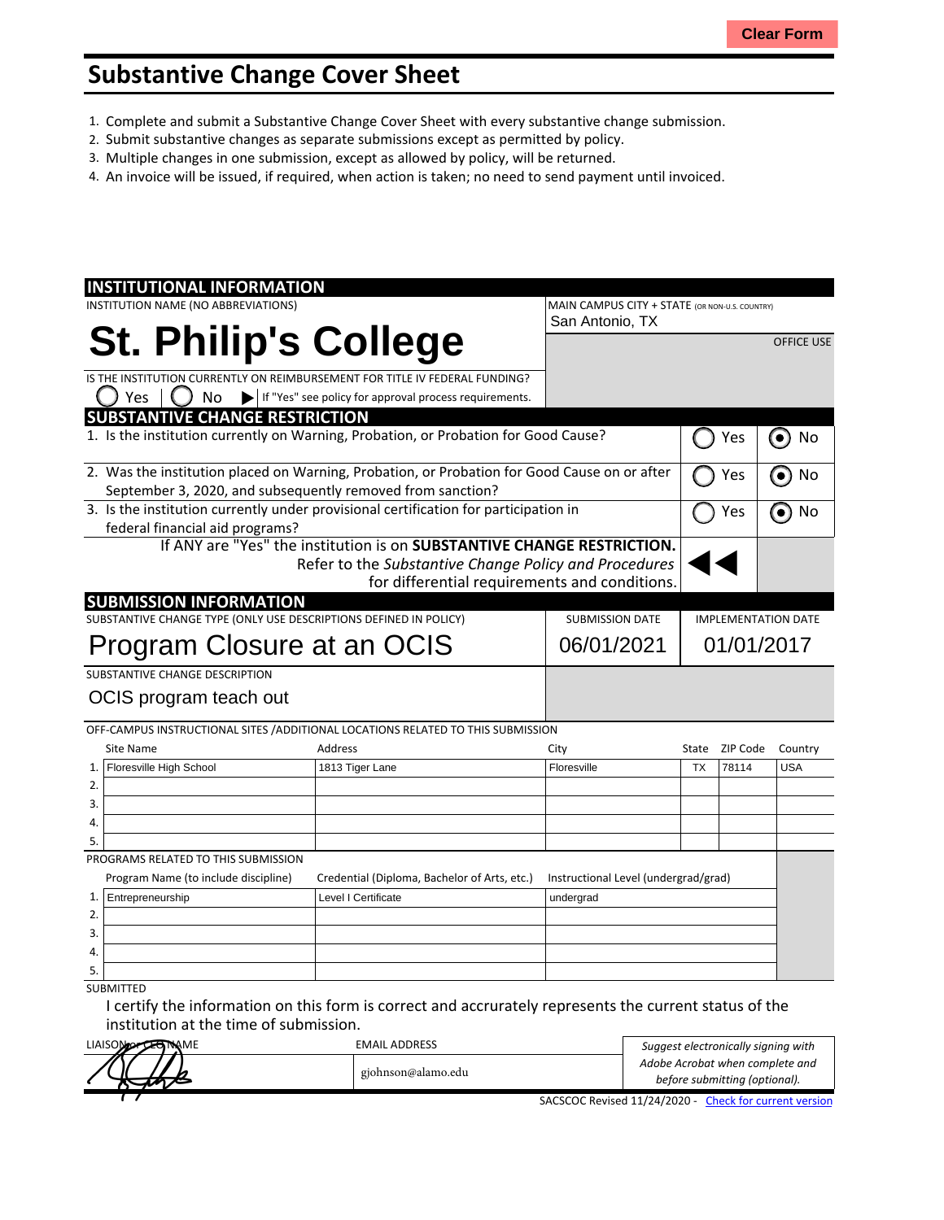# Substantive Change Cover Sheet

1. Complete and submit a Substantive Change Cover Sheet with every substantive change submission.
2. Submit substantive changes as separate submissions except as permitted by policy.
3. Multiple changes in one submission, except as allowed by policy, will be returned.
4. An invoice will be issued, if required, when action is taken; no need to send payment until invoiced.

## INSTITUTIONAL INFORMATION

INSTITUTION NAME (NO ABBREVIATIONS)

**St. Philip's College**

MAIN CAMPUS CITY + STATE (OR NON-U.S. COUNTRY)

San Antonio, TX

OFFICE USE

IS THE INSTITUTION CURRENTLY ON REIMBURSEMENT FOR TITLE IV FEDERAL FUNDING?

◯ Yes ◯ No ▶ If "Yes" see policy for approval process requirements.

## SUBSTANTIVE CHANGE RESTRICTION

| Question | Yes | No |
|---|---|---|
| 1. Is the institution currently on Warning, Probation, or Probation for Good Cause? | ◯ | ◉ |
| 2. Was the institution placed on Warning, Probation, or Probation for Good Cause on or after September 3, 2020, and subsequently removed from sanction? | ◯ | ◉ |
| 3. Is the institution currently under provisional certification for participation in federal financial aid programs? | ◯ | ◉ |

If ANY are "Yes" the institution is on **SUBSTANTIVE CHANGE RESTRICTION.** Refer to the *Substantive Change Policy and Procedures* for differential requirements and conditions.

## SUBMISSION INFORMATION

| SUBSTANTIVE CHANGE TYPE (ONLY USE DESCRIPTIONS DEFINED IN POLICY) | SUBMISSION DATE | IMPLEMENTATION DATE |
|---|---|---|
| Program Closure at an OCIS | 06/01/2021 | 01/01/2017 |

SUBSTANTIVE CHANGE DESCRIPTION

OCIS program teach out

OFF-CAMPUS INSTRUCTIONAL SITES /ADDITIONAL LOCATIONS RELATED TO THIS SUBMISSION

| | Site Name | Address | City | State | ZIP Code | Country |
|---|---|---|---|---|---|---|
| 1. | Floresville High School | 1813 Tiger Lane | Floresville | TX | 78114 | USA |
| 2. | | | | | | |
| 3. | | | | | | |
| 4. | | | | | | |
| 5. | | | | | | |

PROGRAMS RELATED TO THIS SUBMISSION

| | Program Name (to include discipline) | Credential (Diploma, Bachelor of Arts, etc.) | Instructional Level (undergrad/grad) |
|---|---|---|---|
| 1. | Entrepreneurship | Level I Certificate | undergrad |
| 2. | | | |
| 3. | | | |
| 4. | | | |
| 5. | | | |

SUBMITTED

I certify the information on this form is correct and accurately represents the current status of the institution at the time of submission.

| LIAISON or CEO NAME | EMAIL ADDRESS | |
|---|---|---|
| [signature] | gjohnson@alamo.edu | *Suggest electronically signing with Adobe Acrobat when complete and before submitting (optional).* |

SACSCOC Revised 11/24/2020 - Check for current version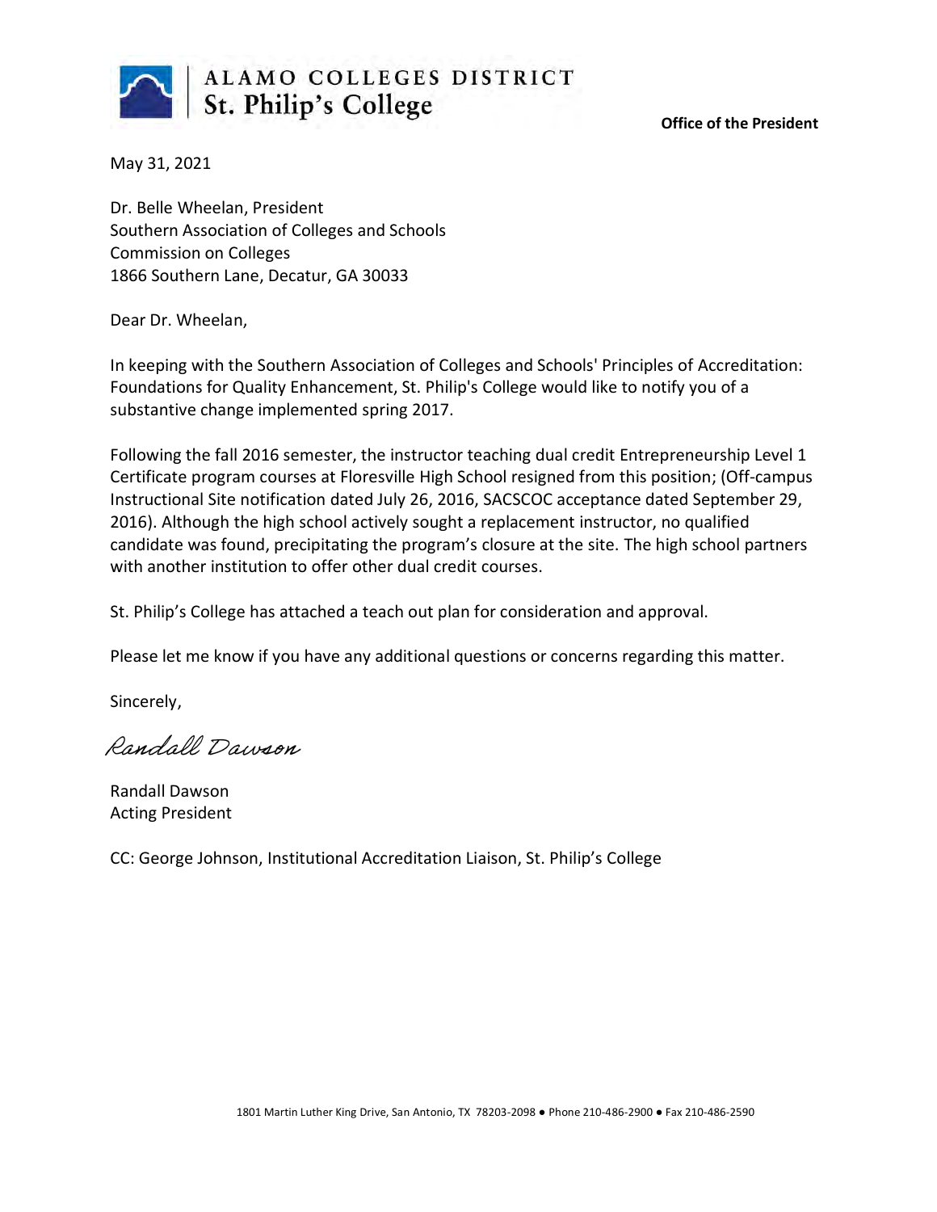ALAMO COLLEGES DISTRICT
St. Philip's College

**Office of the President**

May 31, 2021

Dr. Belle Wheelan, President
Southern Association of Colleges and Schools
Commission on Colleges
1866 Southern Lane, Decatur, GA 30033

Dear Dr. Wheelan,

In keeping with the Southern Association of Colleges and Schools' Principles of Accreditation: Foundations for Quality Enhancement, St. Philip's College would like to notify you of a substantive change implemented spring 2017.

Following the fall 2016 semester, the instructor teaching dual credit Entrepreneurship Level 1 Certificate program courses at Floresville High School resigned from this position; (Off-campus Instructional Site notification dated July 26, 2016, SACSCOC acceptance dated September 29, 2016). Although the high school actively sought a replacement instructor, no qualified candidate was found, precipitating the program's closure at the site. The high school partners with another institution to offer other dual credit courses.

St. Philip's College has attached a teach out plan for consideration and approval.

Please let me know if you have any additional questions or concerns regarding this matter.

Sincerely,

*Randall Dawson*

Randall Dawson
Acting President

CC: George Johnson, Institutional Accreditation Liaison, St. Philip's College

1801 Martin Luther King Drive, San Antonio, TX 78203-2098 ● Phone 210-486-2900 ● Fax 210-486-2590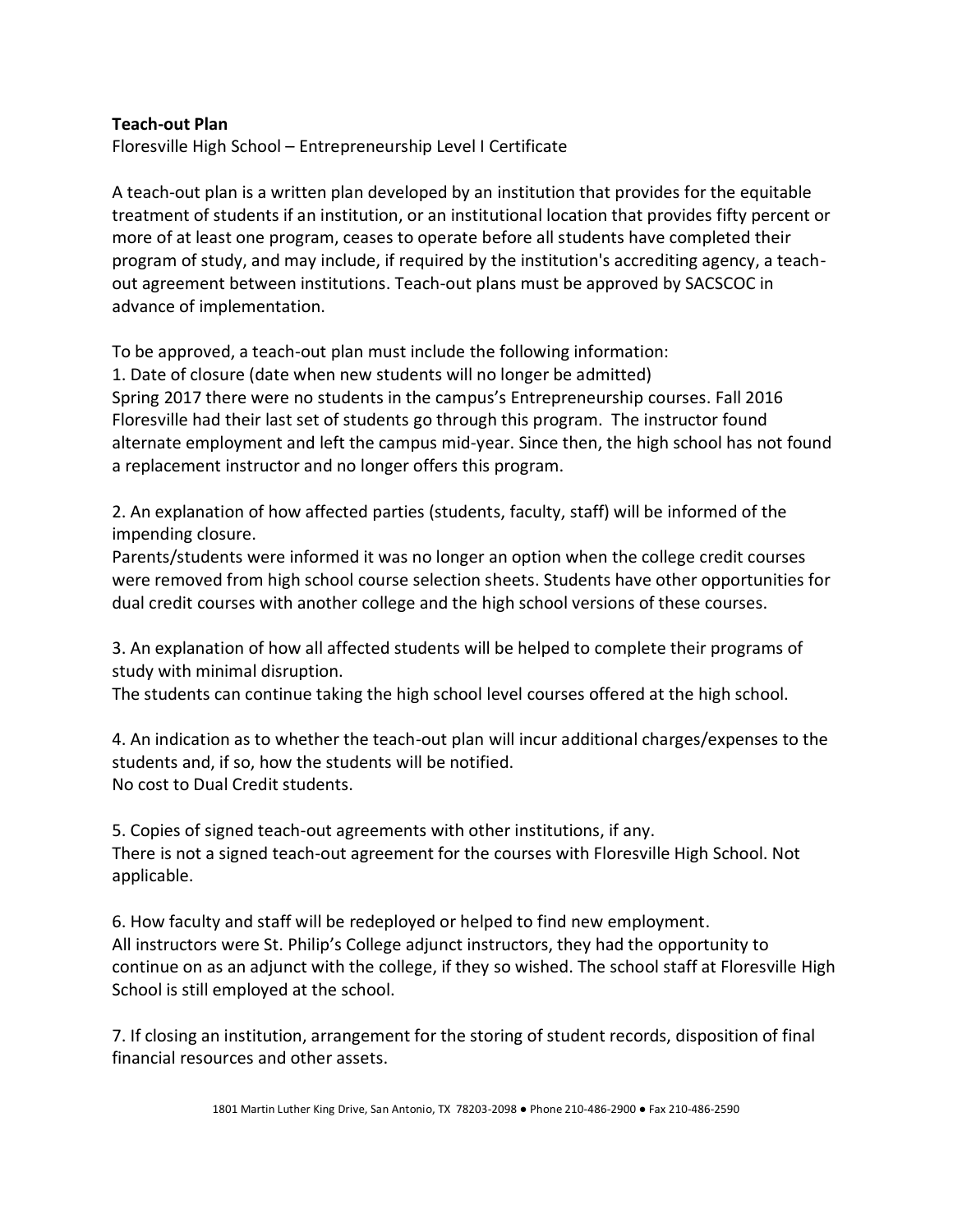**Teach-out Plan**

Floresville High School – Entrepreneurship Level I Certificate

A teach-out plan is a written plan developed by an institution that provides for the equitable treatment of students if an institution, or an institutional location that provides fifty percent or more of at least one program, ceases to operate before all students have completed their program of study, and may include, if required by the institution's accrediting agency, a teach-out agreement between institutions. Teach-out plans must be approved by SACSCOC in advance of implementation.

To be approved, a teach-out plan must include the following information:

1. Date of closure (date when new students will no longer be admitted)

Spring 2017 there were no students in the campus's Entrepreneurship courses. Fall 2016 Floresville had their last set of students go through this program. The instructor found alternate employment and left the campus mid-year. Since then, the high school has not found a replacement instructor and no longer offers this program.

2. An explanation of how affected parties (students, faculty, staff) will be informed of the impending closure.

Parents/students were informed it was no longer an option when the college credit courses were removed from high school course selection sheets. Students have other opportunities for dual credit courses with another college and the high school versions of these courses.

3. An explanation of how all affected students will be helped to complete their programs of study with minimal disruption.

The students can continue taking the high school level courses offered at the high school.

4. An indication as to whether the teach-out plan will incur additional charges/expenses to the students and, if so, how the students will be notified.

No cost to Dual Credit students.

5. Copies of signed teach-out agreements with other institutions, if any.

There is not a signed teach-out agreement for the courses with Floresville High School. Not applicable.

6. How faculty and staff will be redeployed or helped to find new employment.

All instructors were St. Philip's College adjunct instructors, they had the opportunity to continue on as an adjunct with the college, if they so wished. The school staff at Floresville High School is still employed at the school.

7. If closing an institution, arrangement for the storing of student records, disposition of final financial resources and other assets.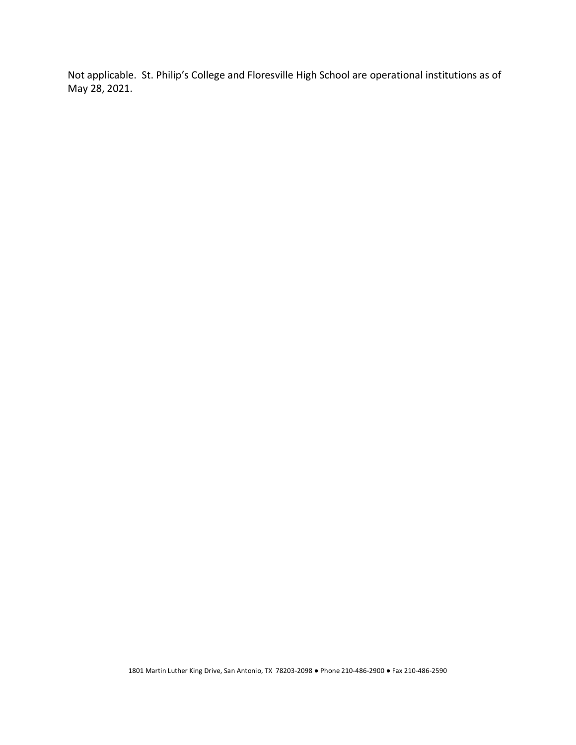Not applicable. St. Philip's College and Floresville High School are operational institutions as of May 28, 2021.